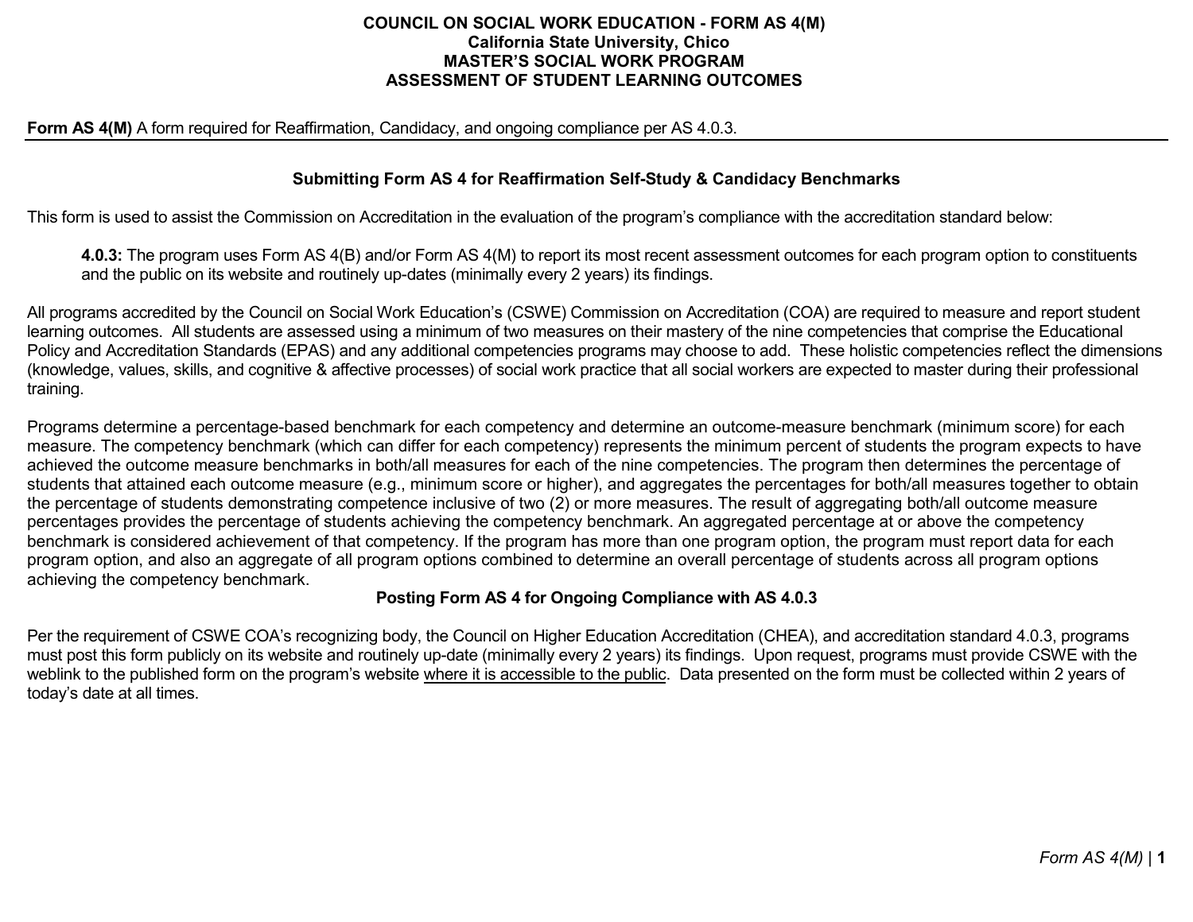# COUNCIL ON SOCIAL WORK EDUCATION - FORM AS 4(M)
## California State University, Chico
## MASTER'S SOCIAL WORK PROGRAM
## ASSESSMENT OF STUDENT LEARNING OUTCOMES

**Form AS 4(M)** A form required for Reaffirmation, Candidacy, and ongoing compliance per AS 4.0.3.

---

### Submitting Form AS 4 for Reaffirmation Self-Study & Candidacy Benchmarks

This form is used to assist the Commission on Accreditation in the evaluation of the program's compliance with the accreditation standard below:

> **4.0.3:** The program uses Form AS 4(B) and/or Form AS 4(M) to report its most recent assessment outcomes for each program option to constituents and the public on its website and routinely up-dates (minimally every 2 years) its findings.

All programs accredited by the Council on Social Work Education's (CSWE) Commission on Accreditation (COA) are required to measure and report student learning outcomes. All students are assessed using a minimum of two measures on their mastery of the nine competencies that comprise the Educational Policy and Accreditation Standards (EPAS) and any additional competencies programs may choose to add. These holistic competencies reflect the dimensions (knowledge, values, skills, and cognitive & affective processes) of social work practice that all social workers are expected to master during their professional training.

Programs determine a percentage-based benchmark for each competency and determine an outcome-measure benchmark (minimum score) for each measure. The competency benchmark (which can differ for each competency) represents the minimum percent of students the program expects to have achieved the outcome measure benchmarks in both/all measures for each of the nine competencies. The program then determines the percentage of students that attained each outcome measure (e.g., minimum score or higher), and aggregates the percentages for both/all measures together to obtain the percentage of students demonstrating competence inclusive of two (2) or more measures. The result of aggregating both/all outcome measure percentages provides the percentage of students achieving the competency benchmark. An aggregated percentage at or above the competency benchmark is considered achievement of that competency. If the program has more than one program option, the program must report data for each program option, and also an aggregate of all program options combined to determine an overall percentage of students across all program options achieving the competency benchmark.

### Posting Form AS 4 for Ongoing Compliance with AS 4.0.3

Per the requirement of CSWE COA's recognizing body, the Council on Higher Education Accreditation (CHEA), and accreditation standard 4.0.3, programs must post this form publicly on its website and routinely up-date (minimally every 2 years) its findings. Upon request, programs must provide CSWE with the weblink to the published form on the program's website <u>where it is accessible to the public</u>. Data presented on the form must be collected within 2 years of today's date at all times.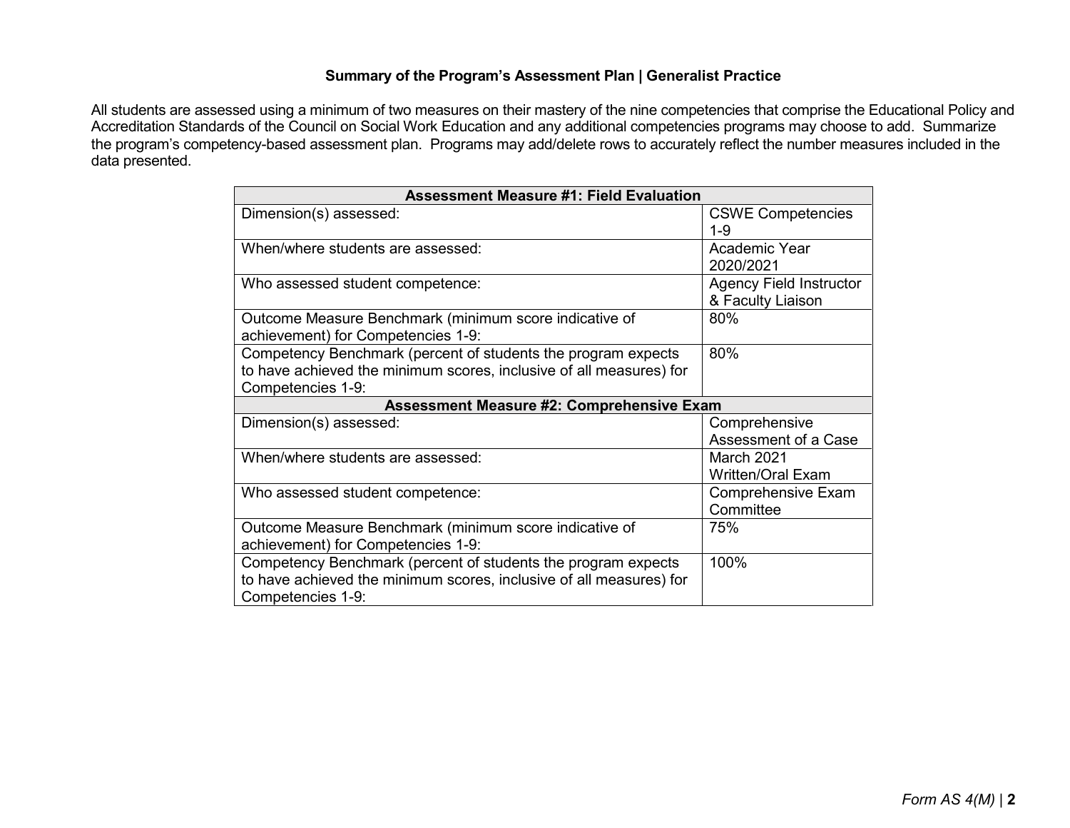### Summary of the Program's Assessment Plan | Generalist Practice

All students are assessed using a minimum of two measures on their mastery of the nine competencies that comprise the Educational Policy and Accreditation Standards of the Council on Social Work Education and any additional competencies programs may choose to add. Summarize the program's competency-based assessment plan. Programs may add/delete rows to accurately reflect the number measures included in the data presented.

| **Assessment Measure #1: Field Evaluation** | |
|---|---|
| Dimension(s) assessed: | CSWE Competencies 1-9 |
| When/where students are assessed: | Academic Year 2020/2021 |
| Who assessed student competence: | Agency Field Instructor & Faculty Liaison |
| Outcome Measure Benchmark (minimum score indicative of achievement) for Competencies 1-9: | 80% |
| Competency Benchmark (percent of students the program expects to have achieved the minimum scores, inclusive of all measures) for Competencies 1-9: | 80% |
| **Assessment Measure #2: Comprehensive Exam** | |
| Dimension(s) assessed: | Comprehensive Assessment of a Case |
| When/where students are assessed: | March 2021 Written/Oral Exam |
| Who assessed student competence: | Comprehensive Exam Committee |
| Outcome Measure Benchmark (minimum score indicative of achievement) for Competencies 1-9: | 75% |
| Competency Benchmark (percent of students the program expects to have achieved the minimum scores, inclusive of all measures) for Competencies 1-9: | 100% |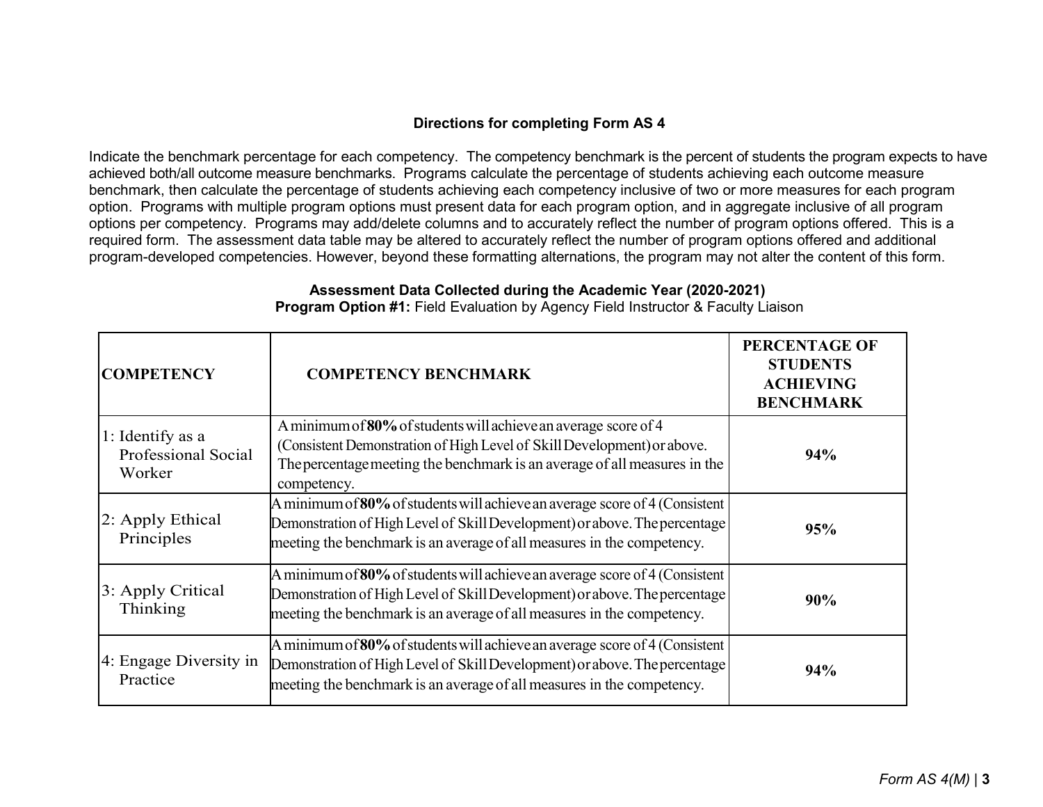### Directions for completing Form AS 4

Indicate the benchmark percentage for each competency. The competency benchmark is the percent of students the program expects to have achieved both/all outcome measure benchmarks. Programs calculate the percentage of students achieving each outcome measure benchmark, then calculate the percentage of students achieving each competency inclusive of two or more measures for each program option. Programs with multiple program options must present data for each program option, and in aggregate inclusive of all program options per competency. Programs may add/delete columns and to accurately reflect the number of program options offered. This is a required form. The assessment data table may be altered to accurately reflect the number of program options offered and additional program-developed competencies. However, beyond these formatting alternations, the program may not alter the content of this form.

**Assessment Data Collected during the Academic Year (2020-2021)**
**Program Option #1:** Field Evaluation by Agency Field Instructor & Faculty Liaison

| COMPETENCY | COMPETENCY BENCHMARK | PERCENTAGE OF STUDENTS ACHIEVING BENCHMARK |
|---|---|---|
| 1: Identify as a Professional Social Worker | A minimum of **80%** of students will achieve an average score of 4 (Consistent Demonstration of High Level of Skill Development) or above. The percentage meeting the benchmark is an average of all measures in the competency. | **94%** |
| 2: Apply Ethical Principles | A minimum of **80%** of students will achieve an average score of 4 (Consistent Demonstration of High Level of Skill Development) or above. The percentage meeting the benchmark is an average of all measures in the competency. | **95%** |
| 3: Apply Critical Thinking | A minimum of **80%** of students will achieve an average score of 4 (Consistent Demonstration of High Level of Skill Development) or above. The percentage meeting the benchmark is an average of all measures in the competency. | **90%** |
| 4: Engage Diversity in Practice | A minimum of **80%** of students will achieve an average score of 4 (Consistent Demonstration of High Level of Skill Development) or above. The percentage meeting the benchmark is an average of all measures in the competency. | **94%** |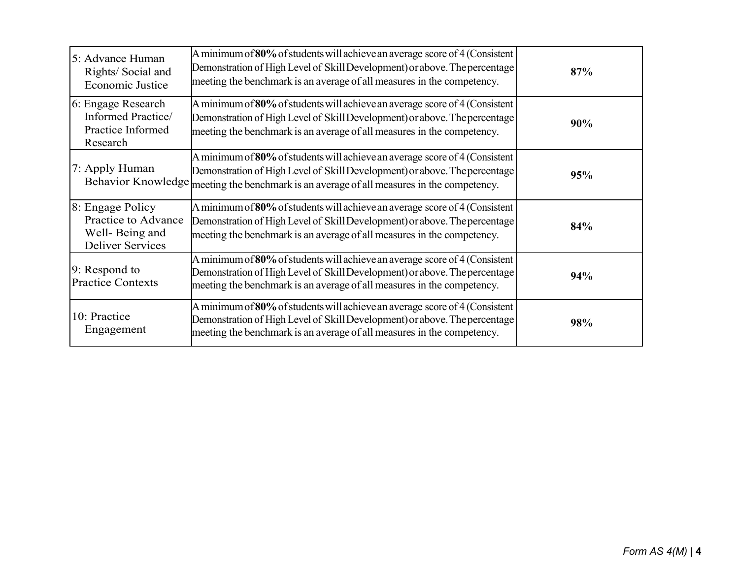| | | |
|---|---|---|
| 5: Advance Human Rights/ Social and Economic Justice | A minimum of **80%** of students will achieve an average score of 4 (Consistent Demonstration of High Level of Skill Development) or above. The percentage meeting the benchmark is an average of all measures in the competency. | **87%** |
| 6: Engage Research Informed Practice/ Practice Informed Research | A minimum of **80%** of students will achieve an average score of 4 (Consistent Demonstration of High Level of Skill Development) or above. The percentage meeting the benchmark is an average of all measures in the competency. | **90%** |
| 7: Apply Human Behavior Knowledge | A minimum of **80%** of students will achieve an average score of 4 (Consistent Demonstration of High Level of Skill Development) or above. The percentage meeting the benchmark is an average of all measures in the competency. | **95%** |
| 8: Engage Policy Practice to Advance Well- Being and Deliver Services | A minimum of **80%** of students will achieve an average score of 4 (Consistent Demonstration of High Level of Skill Development) or above. The percentage meeting the benchmark is an average of all measures in the competency. | **84%** |
| 9: Respond to Practice Contexts | A minimum of **80%** of students will achieve an average score of 4 (Consistent Demonstration of High Level of Skill Development) or above. The percentage meeting the benchmark is an average of all measures in the competency. | **94%** |
| 10: Practice Engagement | A minimum of **80%** of students will achieve an average score of 4 (Consistent Demonstration of High Level of Skill Development) or above. The percentage meeting the benchmark is an average of all measures in the competency. | **98%** |